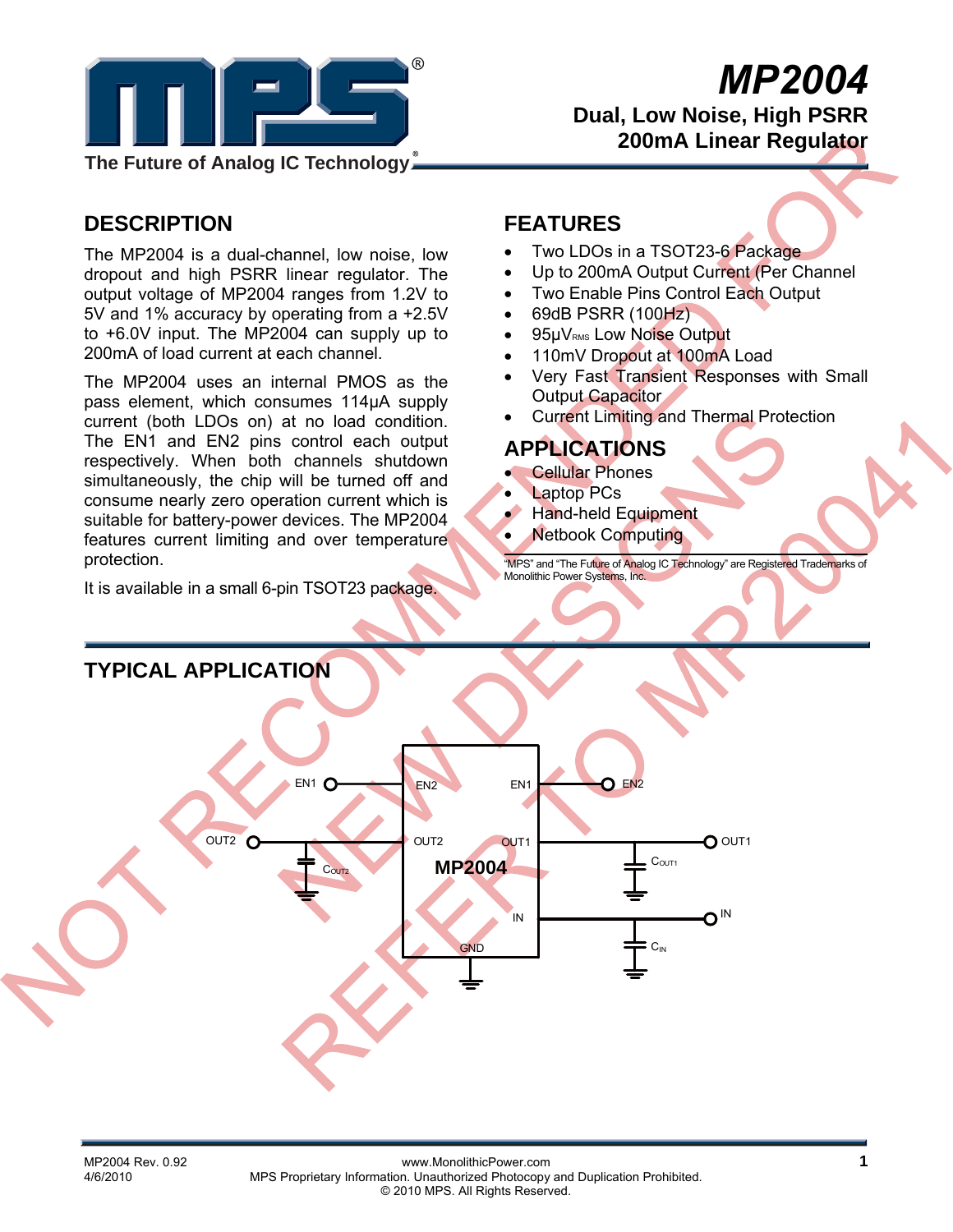# MP2004

**Dual, Low Noise, High PSRR 200mA Linear Regulator**

The Future of Analog IC Technology

NOT RECOMMENDED FOR NEW DESIGNS REFER TO MP20041

## DESCRIPTION

The MP2004 is a dual-channel, low noise, low dropout and high PSRR linear regulator. The output voltage of MP2004 ranges from 1.2V to 5V and 1% accuracy by operating from a +2.5V to +6.0V input. The MP2004 can supply up to 200mA of load current at each channel.

The MP2004 uses an internal PMOS as the pass element, which consumes 114µA supply current (both LDOs on) at no load condition. The EN1 and EN2 pins control each output respectively. When both channels shutdown simultaneously, the chip will be turned off and consume nearly zero operation current which is suitable for battery-power devices. The MP2004 features current limiting and over temperature protection.

It is available in a small 6-pin TSOT23 package.

## FEATURES

- Two LDOs in a TSOT23-6 Package
- Up to 200mA Output Current (Per Channel
- Two Enable Pins Control Each Output
- 69dB PSRR (100Hz)
- 95µ$V_{RMS}$ Low Noise Output
- 110mV Dropout at 100mA Load
- Very Fast Transient Responses with Small Output Capacitor
- Current Limiting and Thermal Protection

## APPLICATIONS

- Cellular Phones
- Laptop PCs
- Hand-held Equipment
- Netbook Computing

"MPS" and "The Future of Analog IC Technology" are Registered Trademarks of Monolithic Power Systems, Inc.

## TYPICAL APPLICATION

EN1, EN2, OUT2, $C_{OUT2}$, OUT1, $C_{OUT1}$, IN, $C_{IN}$, GND, MP2004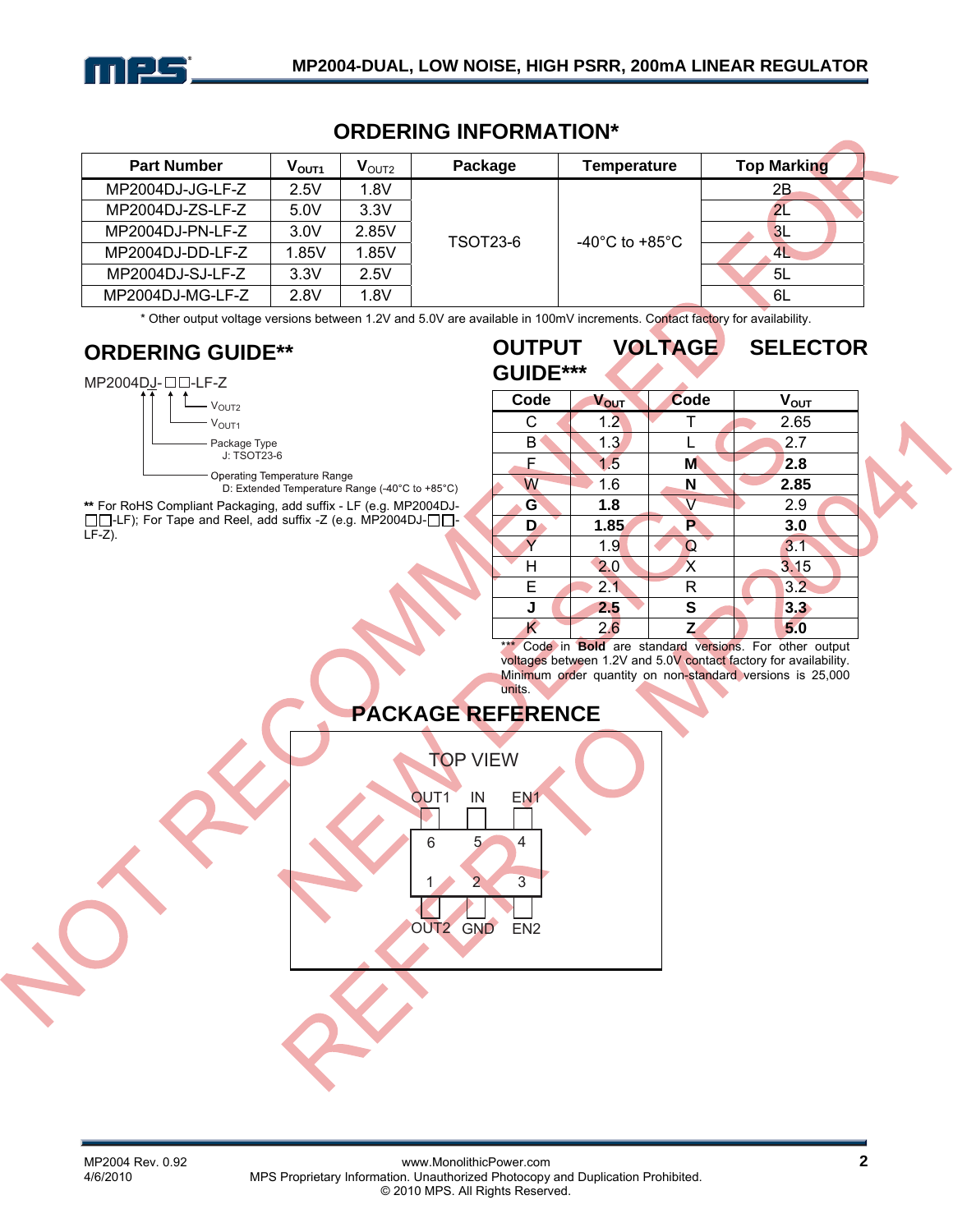## ORDERING INFORMATION*

| Part Number | $V_{OUT1}$ | $V_{OUT2}$ | Package | Temperature | Top Marking |
|---|---|---|---|---|---|
| MP2004DJ-JG-LF-Z | 2.5V | 1.8V | TSOT23-6 | -40°C to +85°C | 2B |
| MP2004DJ-ZS-LF-Z | 5.0V | 3.3V | | | 2L |
| MP2004DJ-PN-LF-Z | 3.0V | 2.85V | | | 3L |
| MP2004DJ-DD-LF-Z | 1.85V | 1.85V | | | 4L |
| MP2004DJ-SJ-LF-Z | 3.3V | 2.5V | | | 5L |
| MP2004DJ-MG-LF-Z | 2.8V | 1.8V | | | 6L |

* Other output voltage versions between 1.2V and 5.0V are available in 100mV increments. Contact factory for availability.

## ORDERING GUIDE**

MP2004DJ-□□-LF-Z

- $V_{OUT2}$
- $V_{OUT1}$
- Package Type
  J: TSOT23-6
- Operating Temperature Range
  D: Extended Temperature Range (-40°C to +85°C)

** For RoHS Compliant Packaging, add suffix - LF (e.g. MP2004DJ-□□-LF); For Tape and Reel, add suffix -Z (e.g. MP2004DJ-□□-LF-Z).

## OUTPUT VOLTAGE SELECTOR GUIDE***

| Code | $V_{OUT}$ | Code | $V_{OUT}$ |
|---|---|---|---|
| C | 1.2 | T | 2.65 |
| B | 1.3 | L | 2.7 |
| F | 1.5 | **M** | **2.8** |
| W | 1.6 | **N** | **2.85** |
| **G** | **1.8** | V | 2.9 |
| **D** | **1.85** | **P** | **3.0** |
| Y | 1.9 | Q | 3.1 |
| H | 2.0 | X | 3.15 |
| E | 2.1 | R | 3.2 |
| **J** | **2.5** | **S** | **3.3** |
| K | 2.6 | **Z** | **5.0** |

*** Code in **Bold** are standard versions. For other output voltages between 1.2V and 5.0V contact factory for availability. Minimum order quantity on non-standard versions is 25,000 units.

## PACKAGE REFERENCE

TOP VIEW

| Pin | Name |
|---|---|
| 1 | OUT2 |
| 2 | GND |
| 3 | EN2 |
| 4 | EN1 |
| 5 | IN |
| 6 | OUT1 |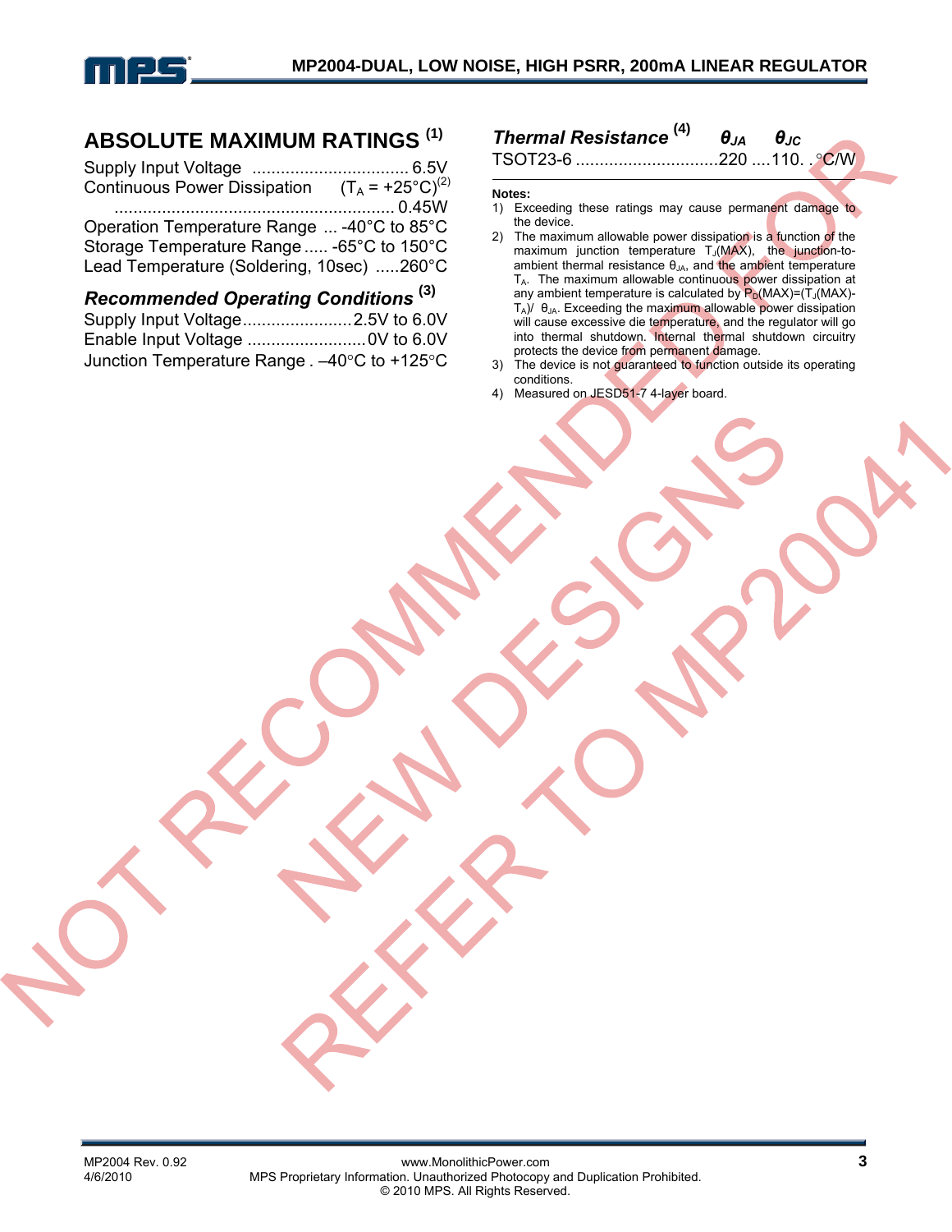## ABSOLUTE MAXIMUM RATINGS [1]

Supply Input Voltage ................................ 6.5V
Continuous Power Dissipation ($T_A$ = +25°C)[2]
........................................................... 0.45W
Operation Temperature Range ... -40°C to 85°C
Storage Temperature Range ..... -65°C to 150°C
Lead Temperature (Soldering, 10sec) .....260°C

### *Recommended Operating Conditions* [3]

Supply Input Voltage.......................2.5V to 6.0V
Enable Input Voltage .........................0V to 6.0V
Junction Temperature Range . –40°C to +125°C

### *Thermal Resistance* [4]

| Package | $\theta_{JA}$ | $\theta_{JC}$ | |
|---|---|---|---|
| TSOT23-6 | 220 | 110 | °C/W |

**Notes:**

1) Exceeding these ratings may cause permanent damage to the device.
2) The maximum allowable power dissipation is a function of the maximum junction temperature $T_J$(MAX), the junction-to-ambient thermal resistance $\theta_{JA}$, and the ambient temperature $T_A$. The maximum allowable continuous power dissipation at any ambient temperature is calculated by $P_D(MAX)=(T_J(MAX)-T_A)/\theta_{JA}$. Exceeding the maximum allowable power dissipation will cause excessive die temperature, and the regulator will go into thermal shutdown. Internal thermal shutdown circuitry protects the device from permanent damage.
3) The device is not guaranteed to function outside its operating conditions.
4) Measured on JESD51-7 4-layer board.

NOT RECOMMENDED FOR NEW DESIGNS REFER TO MP20041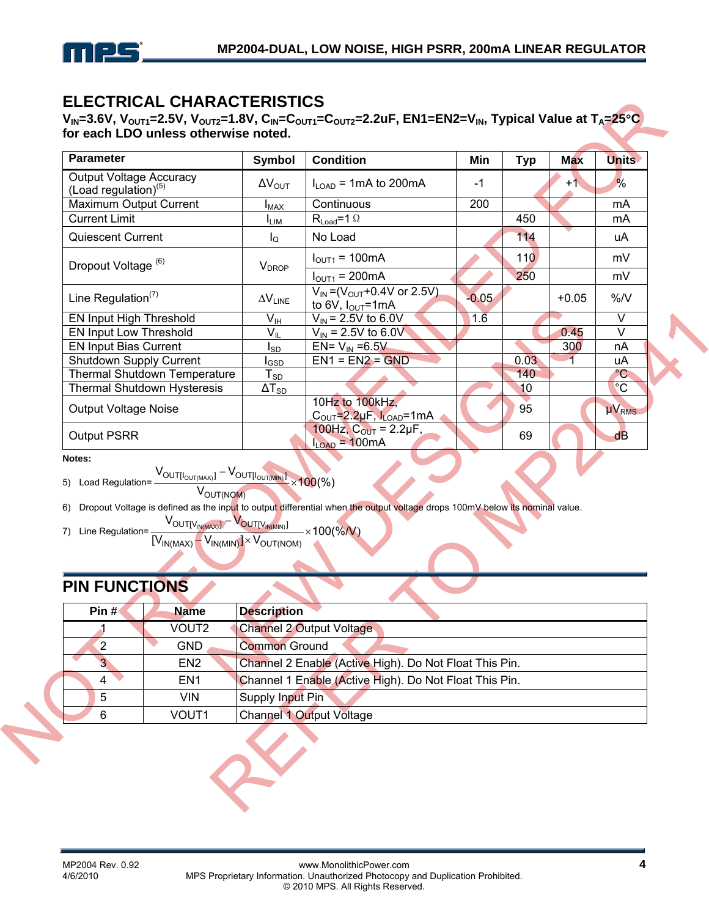## ELECTRICAL CHARACTERISTICS

**$V_{IN}$=3.6V, $V_{OUT1}$=2.5V, $V_{OUT2}$=1.8V, $C_{IN}$=$C_{OUT1}$=$C_{OUT2}$=2.2uF, EN1=EN2=$V_{IN}$, Typical Value at $T_A$=25°C for each LDO unless otherwise noted.**

| Parameter | Symbol | Condition | Min | Typ | Max | Units |
|---|---|---|---|---|---|---|
| Output Voltage Accuracy (Load regulation)(5) | $\Delta V_{OUT}$ | $I_{LOAD}$ = 1mA to 200mA | -1 | | +1 | % |
| Maximum Output Current | $I_{MAX}$ | Continuous | 200 | | | mA |
| Current Limit | $I_{LIM}$ | $R_{Load}$=1 Ω | | 450 | | mA |
| Quiescent Current | $I_Q$ | No Load | | 114 | | uA |
| Dropout Voltage (6) | $V_{DROP}$ | $I_{OUT1}$ = 100mA | | 110 | | mV |
| | | $I_{OUT1}$ = 200mA | | 250 | | mV |
| Line Regulation(7) | $\Delta V_{LINE}$ | $V_{IN}$ =($V_{OUT}$+0.4V or 2.5V) to 6V, $I_{OUT}$=1mA | -0.05 | | +0.05 | %/V |
| EN Input High Threshold | $V_{IH}$ | $V_{IN}$ = 2.5V to 6.0V | 1.6 | | | V |
| EN Input Low Threshold | $V_{IL}$ | $V_{IN}$ = 2.5V to 6.0V | | | 0.45 | V |
| EN Input Bias Current | $I_{SD}$ | EN= $V_{IN}$ =6.5V | | | 300 | nA |
| Shutdown Supply Current | $I_{GSD}$ | EN1 = EN2 = GND | | 0.03 | 1 | uA |
| Thermal Shutdown Temperature | $T_{SD}$ | | | 140 | | °C |
| Thermal Shutdown Hysteresis | $\Delta T_{SD}$ | | | 10 | | °C |
| Output Voltage Noise | | 10Hz to 100kHz, $C_{OUT}$=2.2µF, $I_{LOAD}$=1mA | | 95 | | $\mu V_{RMS}$ |
| Output PSRR | | 100Hz, $C_{OUT}$ = 2.2µF, $I_{LOAD}$ = 100mA | | 69 | | dB |

**Notes:**

5) Load Regulation= $\dfrac{V_{OUT[I_{OUT(MAX)}]} - V_{OUT[I_{OUT(MIN)}]}}{V_{OUT(NOM)}} \times 100(\%)$

6) Dropout Voltage is defined as the input to output differential when the output voltage drops 100mV below its nominal value.

7) Line Regulation= $\dfrac{V_{OUT[V_{IN(MAX)}]} - V_{OUT[V_{IN(MIN)}]}}{[V_{IN(MAX)} - V_{IN(MIN)}] \times V_{OUT(NOM)}} \times 100(\%/V)$

## PIN FUNCTIONS

| Pin # | Name | Description |
|---|---|---|
| 1 | VOUT2 | Channel 2 Output Voltage |
| 2 | GND | Common Ground |
| 3 | EN2 | Channel 2 Enable (Active High). Do Not Float This Pin. |
| 4 | EN1 | Channel 1 Enable (Active High). Do Not Float This Pin. |
| 5 | VIN | Supply Input Pin |
| 6 | VOUT1 | Channel 1 Output Voltage |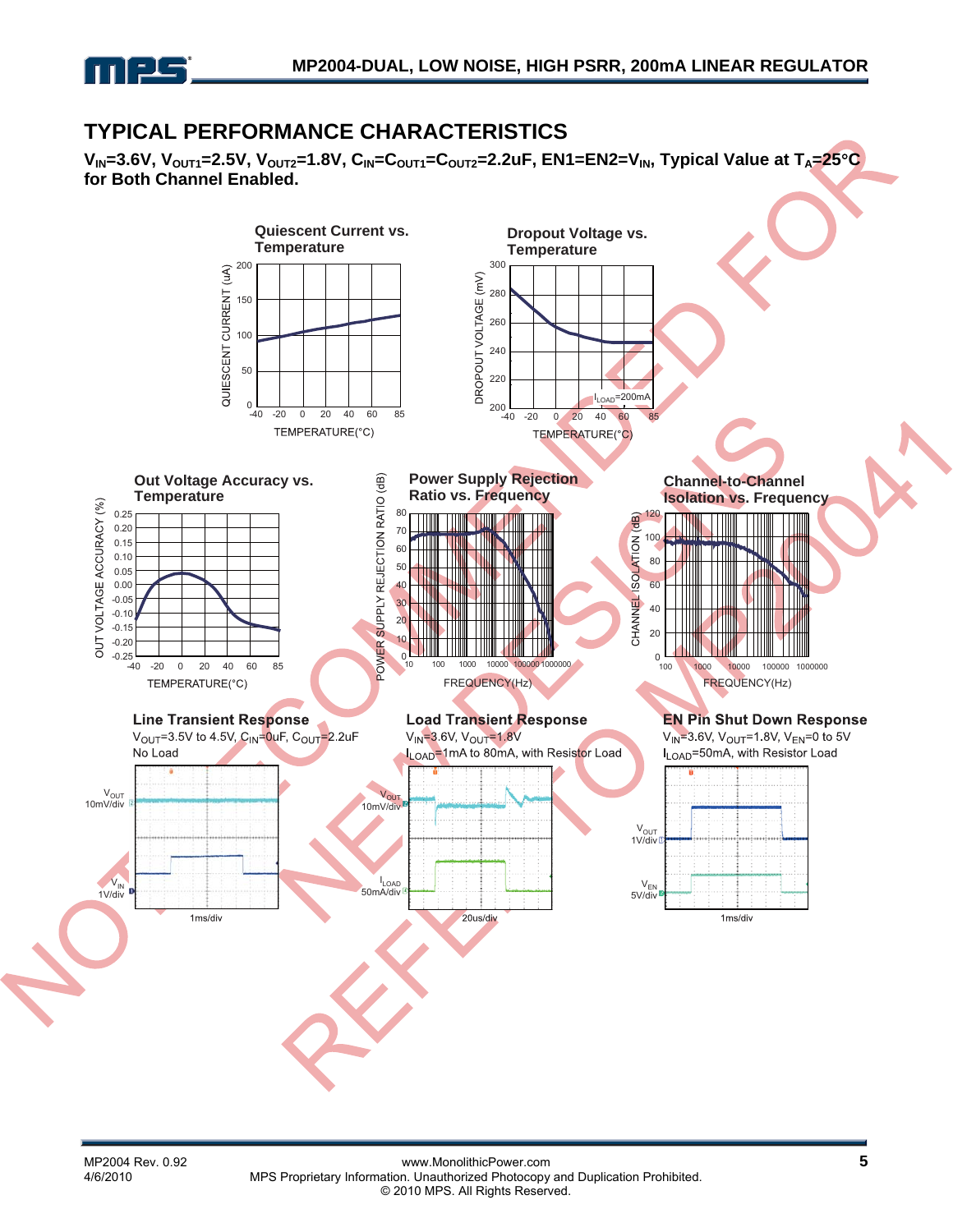## TYPICAL PERFORMANCE CHARACTERISTICS

**$V_{IN}$=3.6V, $V_{OUT1}$=2.5V, $V_{OUT2}$=1.8V, $C_{IN}$=$C_{OUT1}$=$C_{OUT2}$=2.2uF, EN1=EN2=$V_{IN}$, Typical Value at $T_A$=25°C for Both Channel Enabled.**

**Quiescent Current vs. Temperature**

**Dropout Voltage vs. Temperature**

$I_{LOAD}$=200mA

**Out Voltage Accuracy vs. Temperature**

**Power Supply Rejection Ratio vs. Frequency**

**Channel-to-Channel Isolation vs. Frequency**

**Line Transient Response**

$V_{OUT}$=3.5V to 4.5V, $C_{IN}$=0uF, $C_{OUT}$=2.2uF
No Load

**Load Transient Response**

$V_{IN}$=3.6V, $V_{OUT}$=1.8V
$I_{LOAD}$=1mA to 80mA, with Resistor Load

**EN Pin Shut Down Response**

$V_{IN}$=3.6V, $V_{OUT}$=1.8V, $V_{EN}$=0 to 5V
$I_{LOAD}$=50mA, with Resistor Load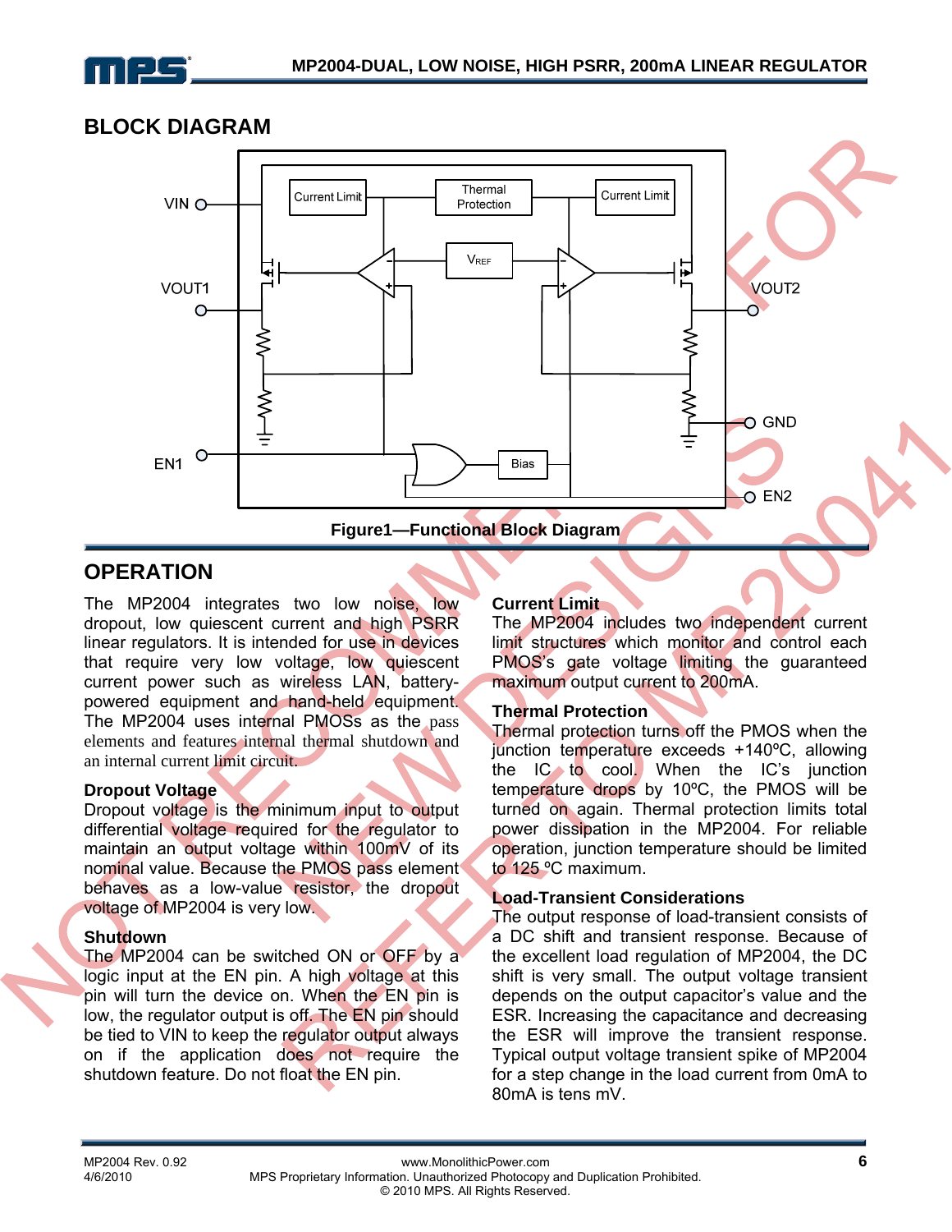## BLOCK DIAGRAM

Figure1—Functional Block Diagram

## OPERATION

The MP2004 integrates two low noise, low dropout, low quiescent current and high PSRR linear regulators. It is intended for use in devices that require very low voltage, low quiescent current power such as wireless LAN, battery-powered equipment and hand-held equipment. The MP2004 uses internal PMOSs as the pass elements and features internal thermal shutdown and an internal current limit circuit.

### Dropout Voltage

Dropout voltage is the minimum input to output differential voltage required for the regulator to maintain an output voltage within 100mV of its nominal value. Because the PMOS pass element behaves as a low-value resistor, the dropout voltage of MP2004 is very low.

### Shutdown

The MP2004 can be switched ON or OFF by a logic input at the EN pin. A high voltage at this pin will turn the device on. When the EN pin is low, the regulator output is off. The EN pin should be tied to VIN to keep the regulator output always on if the application does not require the shutdown feature. Do not float the EN pin.

### Current Limit

The MP2004 includes two independent current limit structures which monitor and control each PMOS's gate voltage limiting the guaranteed maximum output current to 200mA.

### Thermal Protection

Thermal protection turns off the PMOS when the junction temperature exceeds +140ºC, allowing the IC to cool. When the IC's junction temperature drops by 10ºC, the PMOS will be turned on again. Thermal protection limits total power dissipation in the MP2004. For reliable operation, junction temperature should be limited to 125 ºC maximum.

### Load-Transient Considerations

The output response of load-transient consists of a DC shift and transient response. Because of the excellent load regulation of MP2004, the DC shift is very small. The output voltage transient depends on the output capacitor's value and the ESR. Increasing the capacitance and decreasing the ESR will improve the transient response. Typical output voltage transient spike of MP2004 for a step change in the load current from 0mA to 80mA is tens mV.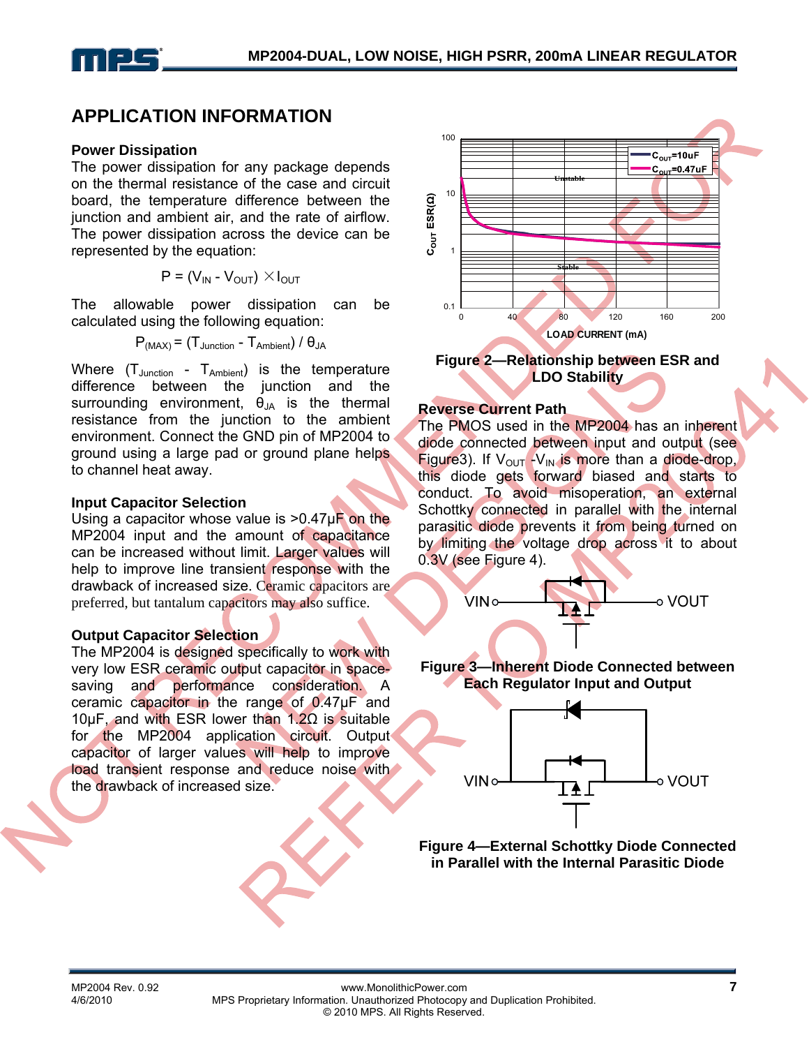## APPLICATION INFORMATION

### Power Dissipation

The power dissipation for any package depends on the thermal resistance of the case and circuit board, the temperature difference between the junction and ambient air, and the rate of airflow. The power dissipation across the device can be represented by the equation:

$$P = (V_{IN} - V_{OUT}) \times I_{OUT}$$

The allowable power dissipation can be calculated using the following equation:

$$P_{(MAX)} = (T_{Junction} - T_{Ambient}) / \theta_{JA}$$

Where ($T_{Junction}$ - $T_{Ambient}$) is the temperature difference between the junction and the surrounding environment, $\theta_{JA}$ is the thermal resistance from the junction to the ambient environment. Connect the GND pin of MP2004 to ground using a large pad or ground plane helps to channel heat away.

### Input Capacitor Selection

Using a capacitor whose value is >0.47µF on the MP2004 input and the amount of capacitance can be increased without limit. Larger values will help to improve line transient response with the drawback of increased size. Ceramic capacitors are preferred, but tantalum capacitors may also suffice.

### Output Capacitor Selection

The MP2004 is designed specifically to work with very low ESR ceramic output capacitor in space-saving and performance consideration. A ceramic capacitor in the range of 0.47µF and 10µF, and with ESR lower than 1.2Ω is suitable for the MP2004 application circuit. Output capacitor of larger values will help to improve load transient response and reduce noise with the drawback of increased size.

**Figure 2—Relationship between ESR and LDO Stability**

### Reverse Current Path

The PMOS used in the MP2004 has an inherent diode connected between input and output (see Figure3). If $V_{OUT}$ -$V_{IN}$ is more than a diode-drop, this diode gets forward biased and starts to conduct. To avoid misoperation, an external Schottky connected in parallel with the internal parasitic diode prevents it from being turned on by limiting the voltage drop across it to about 0.3V (see Figure 4).

**Figure 3—Inherent Diode Connected between Each Regulator Input and Output**

**Figure 4—External Schottky Diode Connected in Parallel with the Internal Parasitic Diode**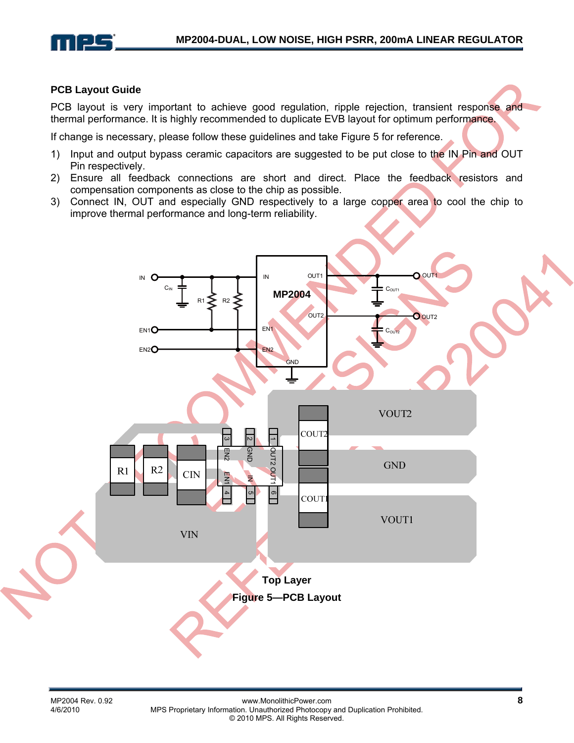## PCB Layout Guide

PCB layout is very important to achieve good regulation, ripple rejection, transient response and thermal performance. It is highly recommended to duplicate EVB layout for optimum performance.

If change is necessary, please follow these guidelines and take Figure 5 for reference.

1) Input and output bypass ceramic capacitors are suggested to be put close to the IN Pin and OUT Pin respectively.
2) Ensure all feedback connections are short and direct. Place the feedback resistors and compensation components as close to the chip as possible.
3) Connect IN, OUT and especially GND respectively to a large copper area to cool the chip to improve thermal performance and long-term reliability.

Top Layer

Figure 5—PCB Layout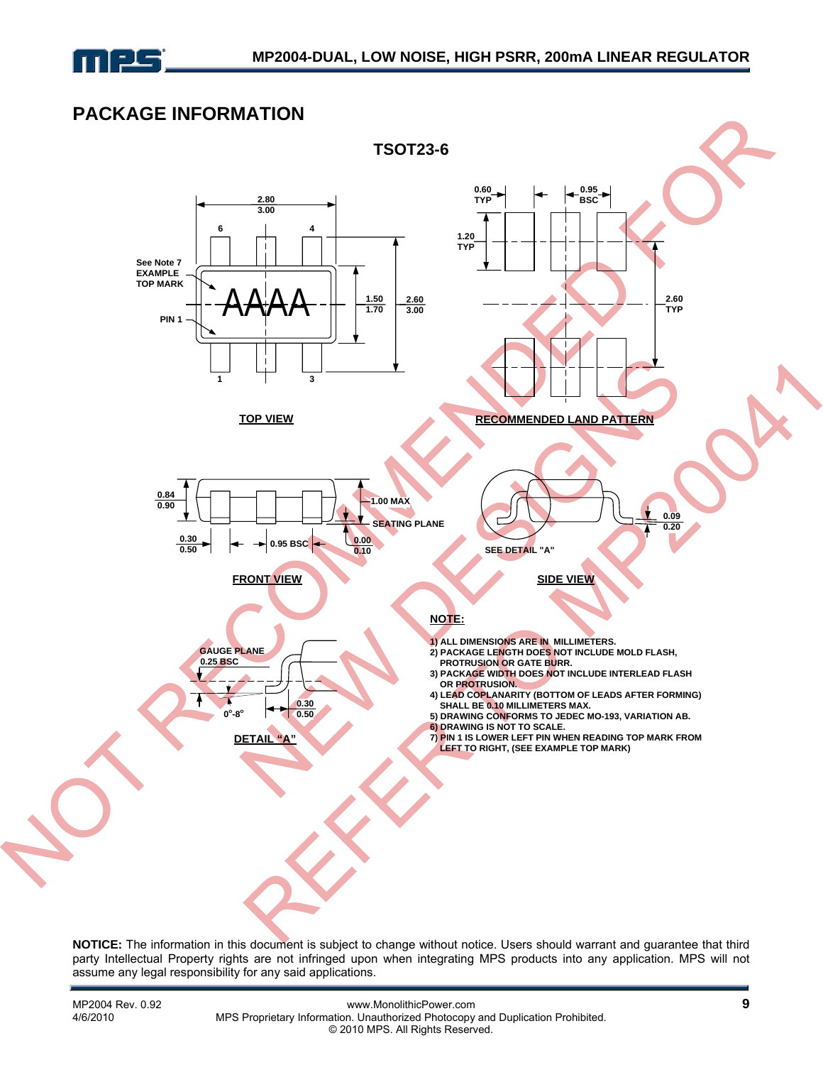## PACKAGE INFORMATION

### TSOT23-6

2.80
3.00

6
4

See Note 7
EXAMPLE
TOP MARK

AAAA

PIN 1

1
3

1.50
1.70

2.60
3.00

TOP VIEW

0.60
TYP

0.95
BSC

1.20
TYP

2.60
TYP

RECOMMENDED LAND PATTERN

0.84
0.90

1.00 MAX

SEATING PLANE

0.30
0.50

0.95 BSC

0.00
0.10

FRONT VIEW

SEE DETAIL "A"

0.09
0.20

SIDE VIEW

GAUGE PLANE
0.25 BSC

0°-8°

0.30
0.50

DETAIL "A"

NOTE:

1) ALL DIMENSIONS ARE IN MILLIMETERS.
2) PACKAGE LENGTH DOES NOT INCLUDE MOLD FLASH, PROTRUSION OR GATE BURR.
3) PACKAGE WIDTH DOES NOT INCLUDE INTERLEAD FLASH OR PROTRUSION.
4) LEAD COPLANARITY (BOTTOM OF LEADS AFTER FORMING) SHALL BE 0.10 MILLIMETERS MAX.
5) DRAWING CONFORMS TO JEDEC MO-193, VARIATION AB.
6) DRAWING IS NOT TO SCALE.
7) PIN 1 IS LOWER LEFT PIN WHEN READING TOP MARK FROM LEFT TO RIGHT, (SEE EXAMPLE TOP MARK)

NOT RECOMMENDED FOR NEW DESIGNS REFER TO MP20041

**NOTICE:** The information in this document is subject to change without notice. Users should warrant and guarantee that third party Intellectual Property rights are not infringed upon when integrating MPS products into any application. MPS will not assume any legal responsibility for any said applications.